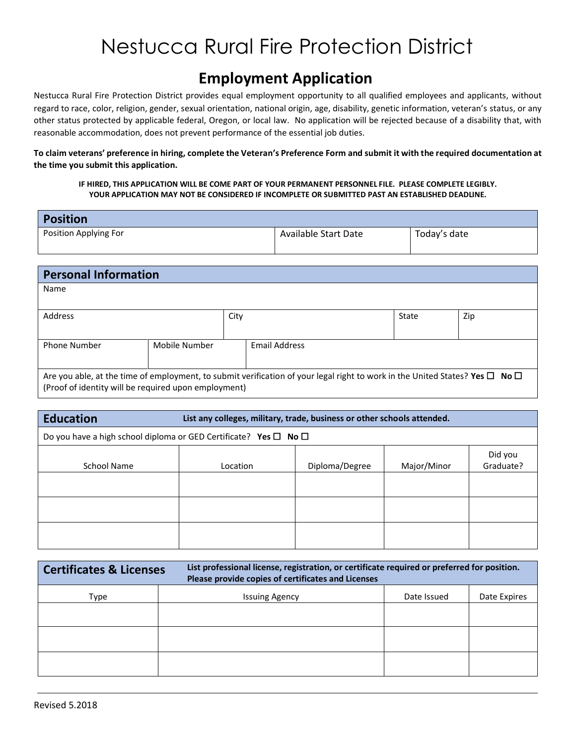# Nestucca Rural Fire Protection District

## Employment Application

Nestucca Rural Fire Protection District provides equal employment opportunity to all qualified employees and applicants, without regard to race, color, religion, gender, sexual orientation, national origin, age, disability, genetic information, veteran's status, or any other status protected by applicable federal, Oregon, or local law. No application will be rejected because of a disability that, with reasonable accommodation, does not prevent performance of the essential job duties.

**To claim veterans' preference in hiring, complete the Veteran's Preference Form and submit it with the required documentation at the time you submit this application.**

**IF HIRED, THIS APPLICATION WILL BE COME PART OF YOUR PERMANENT PERSONNEL FILE. PLEASE COMPLETE LEGIBLY.**
**YOUR APPLICATION MAY NOT BE CONSIDERED IF INCOMPLETE OR SUBMITTED PAST AN ESTABLISHED DEADLINE.**

### Position

| Position Applying For | Available Start Date | Today's date |
|---|---|---|
| | | |

### Personal Information

| Name | | | | |
|---|---|---|---|---|
| Address | City | State | Zip | |
| Phone Number | Mobile Number | Email Address | | |

Are you able, at the time of employment, to submit verification of your legal right to work in the United States? **Yes** ☐ **No** ☐
(Proof of identity will be required upon employment)

### Education

**List any colleges, military, trade, business or other schools attended.**

Do you have a high school diploma or GED Certificate? **Yes** ☐ **No** ☐

| School Name | Location | Diploma/Degree | Major/Minor | Did you Graduate? |
|---|---|---|---|---|
| | | | | |
| | | | | |
| | | | | |

### Certificates & Licenses

**List professional license, registration, or certificate required or preferred for position. Please provide copies of certificates and Licenses**

| Type | Issuing Agency | Date Issued | Date Expires |
|---|---|---|---|
| | | | |
| | | | |
| | | | |

Revised 5.2018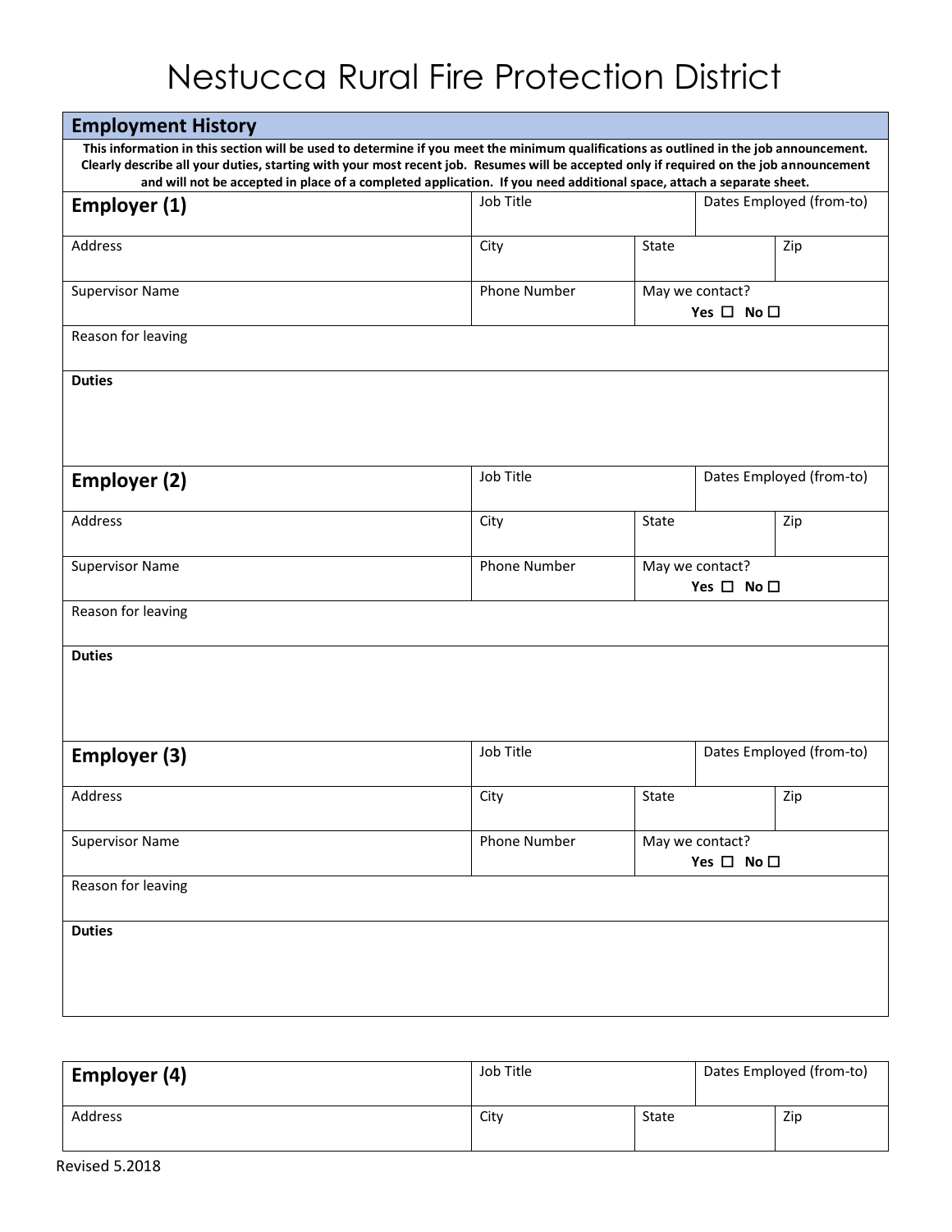# Nestucca Rural Fire Protection District

## Employment History

**This information in this section will be used to determine if you meet the minimum qualifications as outlined in the job announcement. Clearly describe all your duties, starting with your most recent job. Resumes will be accepted only if required on the job announcement and will not be accepted in place of a completed application. If you need additional space, attach a separate sheet.**

| **Employer (1)** | Job Title | | Dates Employed (from-to) |
|---|---|---|---|
| Address | City | State | Zip |
| Supervisor Name | Phone Number | May we contact? **Yes ☐ No ☐** | |
| Reason for leaving | | | |
| **Duties** | | | |

| **Employer (2)** | Job Title | | Dates Employed (from-to) |
|---|---|---|---|
| Address | City | State | Zip |
| Supervisor Name | Phone Number | May we contact? **Yes ☐ No ☐** | |
| Reason for leaving | | | |
| **Duties** | | | |

| **Employer (3)** | Job Title | | Dates Employed (from-to) |
|---|---|---|---|
| Address | City | State | Zip |
| Supervisor Name | Phone Number | May we contact? **Yes ☐ No ☐** | |
| Reason for leaving | | | |
| **Duties** | | | |

| **Employer (4)** | Job Title | | Dates Employed (from-to) |
|---|---|---|---|
| Address | City | State | Zip |

Revised 5.2018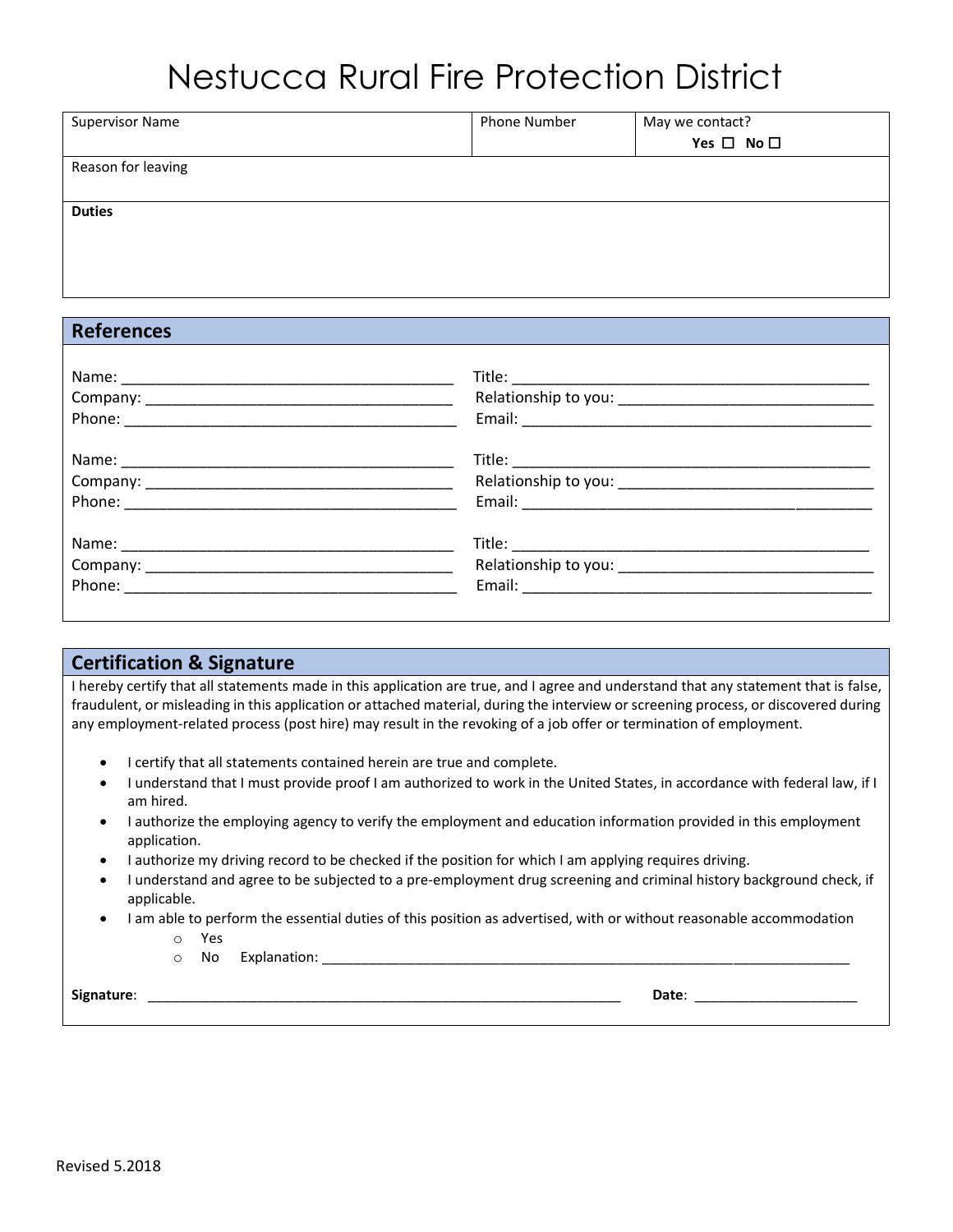# Nestucca Rural Fire Protection District

| Supervisor Name | Phone Number | May we contact? Yes ☐ No ☐ |
|---|---|---|
| Reason for leaving | | |
| **Duties** | | |

## References

Name: ________________________________________ Title: ____________________________________________
Company: _____________________________________ Relationship to you: ______________________________
Phone: ________________________________________ Email: ___________________________________________

Name: ________________________________________ Title: ____________________________________________
Company: _____________________________________ Relationship to you: ______________________________
Phone: ________________________________________ Email: ___________________________________________

Name: ________________________________________ Title: ____________________________________________
Company: _____________________________________ Relationship to you: ______________________________
Phone: ________________________________________ Email: ___________________________________________

## Certification & Signature

I hereby certify that all statements made in this application are true, and I agree and understand that any statement that is false, fraudulent, or misleading in this application or attached material, during the interview or screening process, or discovered during any employment-related process (post hire) may result in the revoking of a job offer or termination of employment.

- I certify that all statements contained herein are true and complete.
- I understand that I must provide proof I am authorized to work in the United States, in accordance with federal law, if I am hired.
- I authorize the employing agency to verify the employment and education information provided in this employment application.
- I authorize my driving record to be checked if the position for which I am applying requires driving.
- I understand and agree to be subjected to a pre-employment drug screening and criminal history background check, if applicable.
- I am able to perform the essential duties of this position as advertised, with or without reasonable accommodation
  - Yes
  - No Explanation: ______________________________________________________________________

**Signature**: ______________________________________________________________ **Date**: _____________________

Revised 5.2018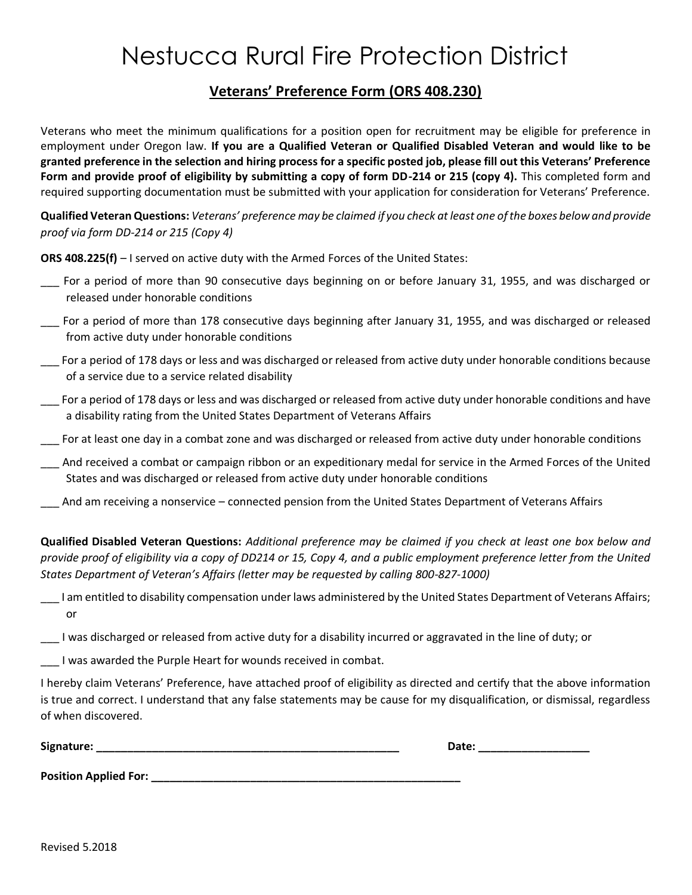# Nestucca Rural Fire Protection District

## Veterans' Preference Form (ORS 408.230)

Veterans who meet the minimum qualifications for a position open for recruitment may be eligible for preference in employment under Oregon law. **If you are a Qualified Veteran or Qualified Disabled Veteran and would like to be granted preference in the selection and hiring process for a specific posted job, please fill out this Veterans' Preference Form and provide proof of eligibility by submitting a copy of form DD-214 or 215 (copy 4).** This completed form and required supporting documentation must be submitted with your application for consideration for Veterans' Preference.

**Qualified Veteran Questions:** *Veterans' preference may be claimed if you check at least one of the boxes below and provide proof via form DD-214 or 215 (Copy 4)*

**ORS 408.225(f)** – I served on active duty with the Armed Forces of the United States:

___ For a period of more than 90 consecutive days beginning on or before January 31, 1955, and was discharged or released under honorable conditions

___ For a period of more than 178 consecutive days beginning after January 31, 1955, and was discharged or released from active duty under honorable conditions

___ For a period of 178 days or less and was discharged or released from active duty under honorable conditions because of a service due to a service related disability

___ For a period of 178 days or less and was discharged or released from active duty under honorable conditions and have a disability rating from the United States Department of Veterans Affairs

___ For at least one day in a combat zone and was discharged or released from active duty under honorable conditions

___ And received a combat or campaign ribbon or an expeditionary medal for service in the Armed Forces of the United States and was discharged or released from active duty under honorable conditions

___ And am receiving a nonservice – connected pension from the United States Department of Veterans Affairs

**Qualified Disabled Veteran Questions:** *Additional preference may be claimed if you check at least one box below and provide proof of eligibility via a copy of DD214 or 15, Copy 4, and a public employment preference letter from the United States Department of Veteran's Affairs (letter may be requested by calling 800-827-1000)*

___ I am entitled to disability compensation under laws administered by the United States Department of Veterans Affairs; or

___ I was discharged or released from active duty for a disability incurred or aggravated in the line of duty; or

___ I was awarded the Purple Heart for wounds received in combat.

I hereby claim Veterans' Preference, have attached proof of eligibility as directed and certify that the above information is true and correct. I understand that any false statements may be cause for my disqualification, or dismissal, regardless of when discovered.

**Signature:** ___________________________________________________ **Date:** __________________

**Position Applied For:** ____________________________________________________

Revised 5.2018